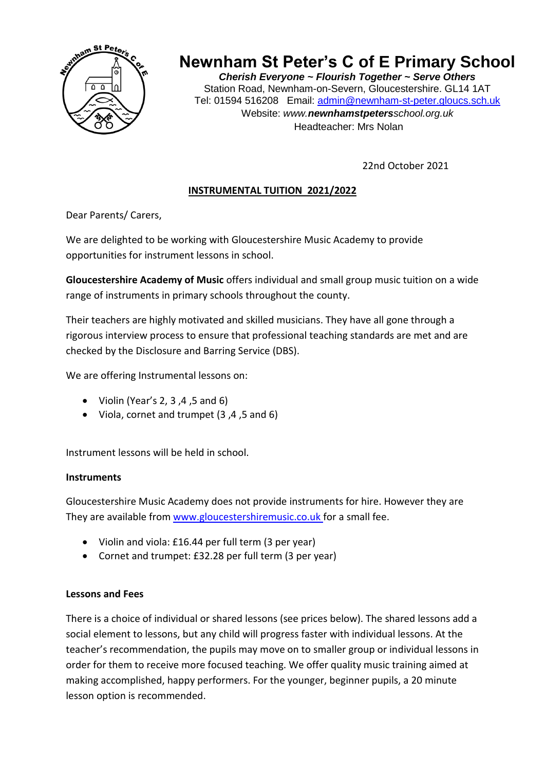# Newnham St Peter's C of E Primary School

***Cherish Everyone ~ Flourish Together ~ Serve Others***

Station Road, Newnham-on-Severn, Gloucestershire. GL14 1AT

Tel: 01594 516208 Email: admin@newnham-st-peter.gloucs.sch.uk

Website: *www.**newnhamstpeters**school.org.uk*

Headteacher: Mrs Nolan

22nd October 2021

## INSTRUMENTAL TUITION 2021/2022

Dear Parents/ Carers,

We are delighted to be working with Gloucestershire Music Academy to provide opportunities for instrument lessons in school.

**Gloucestershire Academy of Music** offers individual and small group music tuition on a wide range of instruments in primary schools throughout the county.

Their teachers are highly motivated and skilled musicians. They have all gone through a rigorous interview process to ensure that professional teaching standards are met and are checked by the Disclosure and Barring Service (DBS).

We are offering Instrumental lessons on:

- Violin (Year's 2, 3 ,4 ,5 and 6)
- Viola, cornet and trumpet (3 ,4 ,5 and 6)

Instrument lessons will be held in school.

**Instruments**

Gloucestershire Music Academy does not provide instruments for hire. However they are They are available from www.gloucestershiremusic.co.uk for a small fee.

- Violin and viola: £16.44 per full term (3 per year)
- Cornet and trumpet: £32.28 per full term (3 per year)

**Lessons and Fees**

There is a choice of individual or shared lessons (see prices below). The shared lessons add a social element to lessons, but any child will progress faster with individual lessons. At the teacher's recommendation, the pupils may move on to smaller group or individual lessons in order for them to receive more focused teaching. We offer quality music training aimed at making accomplished, happy performers. For the younger, beginner pupils, a 20 minute lesson option is recommended.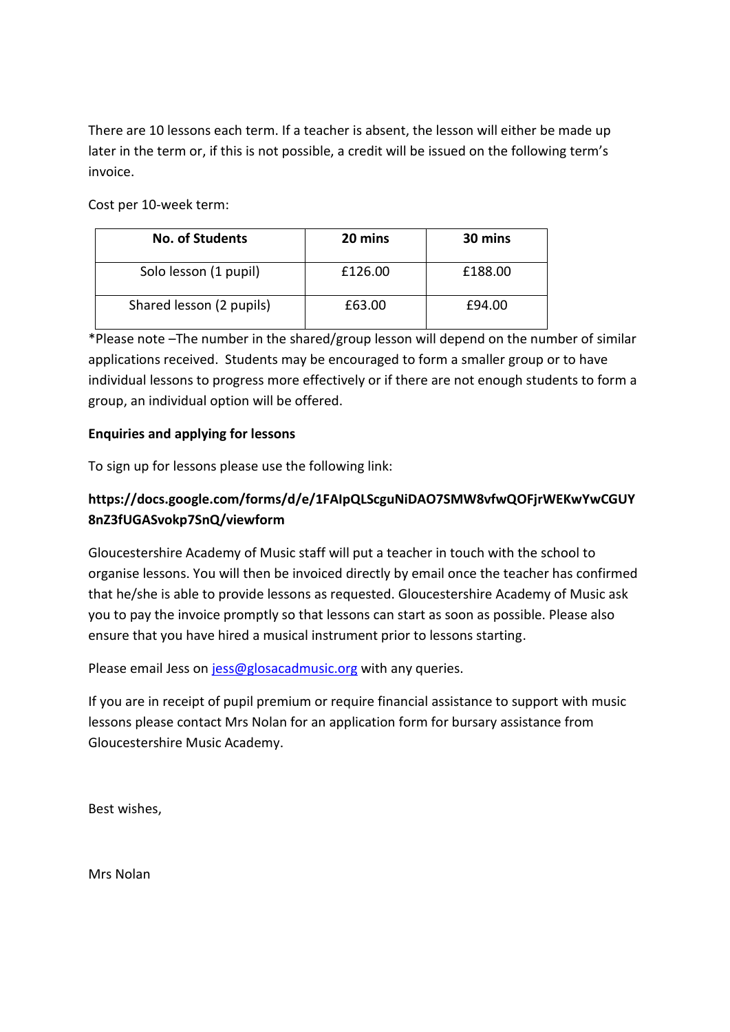There are 10 lessons each term. If a teacher is absent, the lesson will either be made up later in the term or, if this is not possible, a credit will be issued on the following term's invoice.

Cost per 10-week term:

| No. of Students | 20 mins | 30 mins |
|---|---|---|
| Solo lesson (1 pupil) | £126.00 | £188.00 |
| Shared lesson (2 pupils) | £63.00 | £94.00 |

*Please note –The number in the shared/group lesson will depend on the number of similar applications received. Students may be encouraged to form a smaller group or to have individual lessons to progress more effectively or if there are not enough students to form a group, an individual option will be offered.

**Enquiries and applying for lessons**

To sign up for lessons please use the following link:

**https://docs.google.com/forms/d/e/1FAIpQLScguNiDAO7SMW8vfwQOFjrWEKwYwCGUY8nZ3fUGASvokp7SnQ/viewform**

Gloucestershire Academy of Music staff will put a teacher in touch with the school to organise lessons. You will then be invoiced directly by email once the teacher has confirmed that he/she is able to provide lessons as requested. Gloucestershire Academy of Music ask you to pay the invoice promptly so that lessons can start as soon as possible. Please also ensure that you have hired a musical instrument prior to lessons starting.

Please email Jess on jess@glosacadmusic.org with any queries.

If you are in receipt of pupil premium or require financial assistance to support with music lessons please contact Mrs Nolan for an application form for bursary assistance from Gloucestershire Music Academy.

Best wishes,

Mrs Nolan